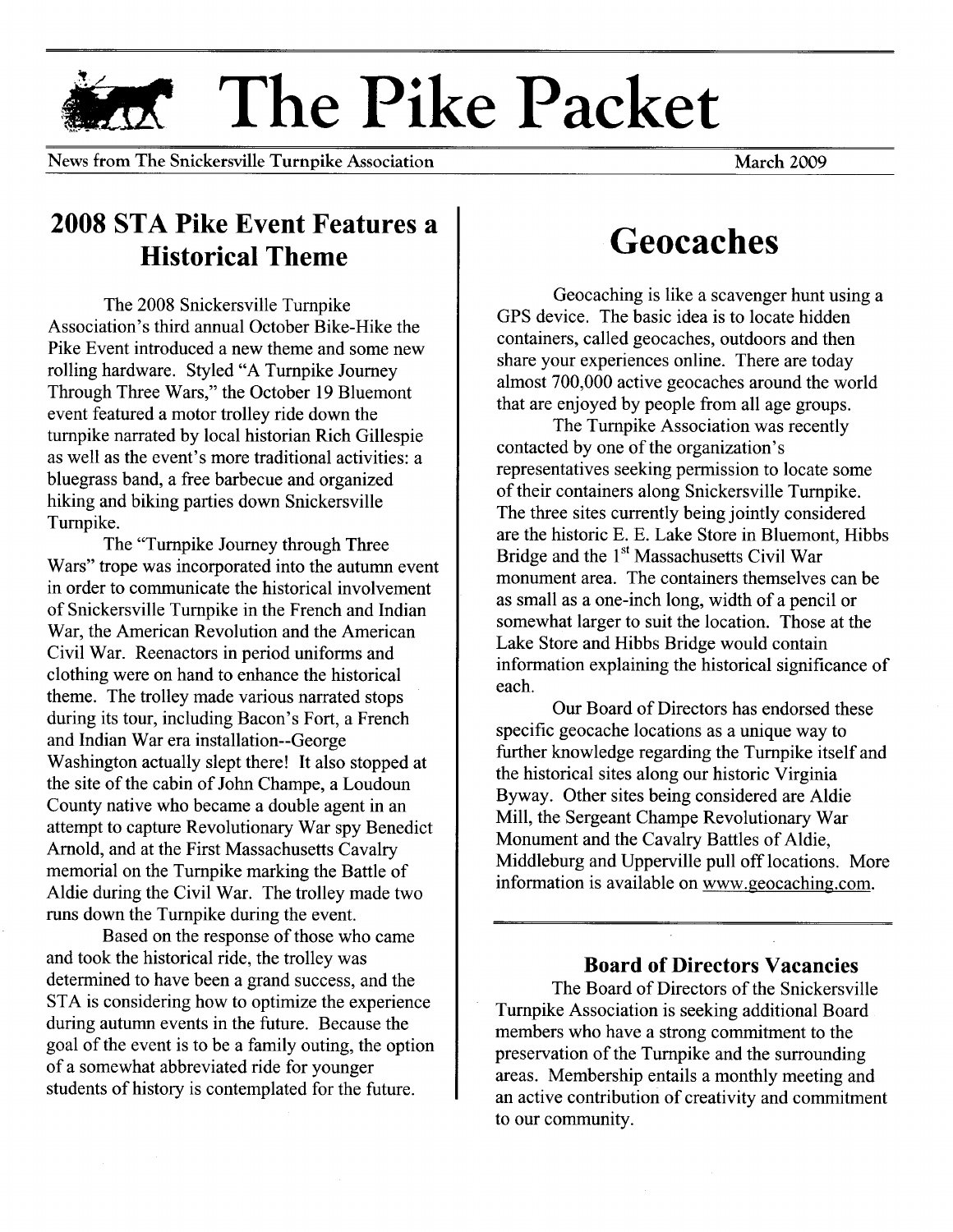# The Pike Packet

News from The Snickersville Turnpike Association — March 2009

## 2008 STA Pike Event Features a Historical Theme

The 2008 Snickersville Turnpike Association's third annual October Bike-Hike the Pike Event introduced a new theme and some new rolling hardware. Styled "A Turnpike Journey Through Three Wars," the October 19 Bluemont event featured a motor trolley ride down the turnpike narrated by local historian Rich Gillespie as well as the event's more traditional activities: a bluegrass band, a free barbecue and organized hiking and biking parties down Snickersville Turnpike.

The "Turnpike Journey through Three Wars" trope was incorporated into the autumn event in order to communicate the historical involvement of Snickersville Turnpike in the French and Indian War, the American Revolution and the American Civil War. Reenactors in period uniforms and clothing were on hand to enhance the historical theme. The trolley made various narrated stops during its tour, including Bacon's Fort, a French and Indian War era installation--George Washington actually slept there! It also stopped at the site of the cabin of John Champe, a Loudoun County native who became a double agent in an attempt to capture Revolutionary War spy Benedict Arnold, and at the First Massachusetts Cavalry memorial on the Turnpike marking the Battle of Aldie during the Civil War. The trolley made two runs down the Turnpike during the event.

Based on the response of those who came and took the historical ride, the trolley was determined to have been a grand success, and the STA is considering how to optimize the experience during autumn events in the future. Because the goal of the event is to be a family outing, the option of a somewhat abbreviated ride for younger students of history is contemplated for the future.

## Geocaches

Geocaching is like a scavenger hunt using a GPS device. The basic idea is to locate hidden containers, called geocaches, outdoors and then share your experiences online. There are today almost 700,000 active geocaches around the world that are enjoyed by people from all age groups.

The Turnpike Association was recently contacted by one of the organization's representatives seeking permission to locate some of their containers along Snickersville Turnpike. The three sites currently being jointly considered are the historic E. E. Lake Store in Bluemont, Hibbs Bridge and the 1st Massachusetts Civil War monument area. The containers themselves can be as small as a one-inch long, width of a pencil or somewhat larger to suit the location. Those at the Lake Store and Hibbs Bridge would contain information explaining the historical significance of each.

Our Board of Directors has endorsed these specific geocache locations as a unique way to further knowledge regarding the Turnpike itself and the historical sites along our historic Virginia Byway. Other sites being considered are Aldie Mill, the Sergeant Champe Revolutionary War Monument and the Cavalry Battles of Aldie, Middleburg and Upperville pull off locations. More information is available on www.geocaching.com.

### Board of Directors Vacancies

The Board of Directors of the Snickersville Turnpike Association is seeking additional Board members who have a strong commitment to the preservation of the Turnpike and the surrounding areas. Membership entails a monthly meeting and an active contribution of creativity and commitment to our community.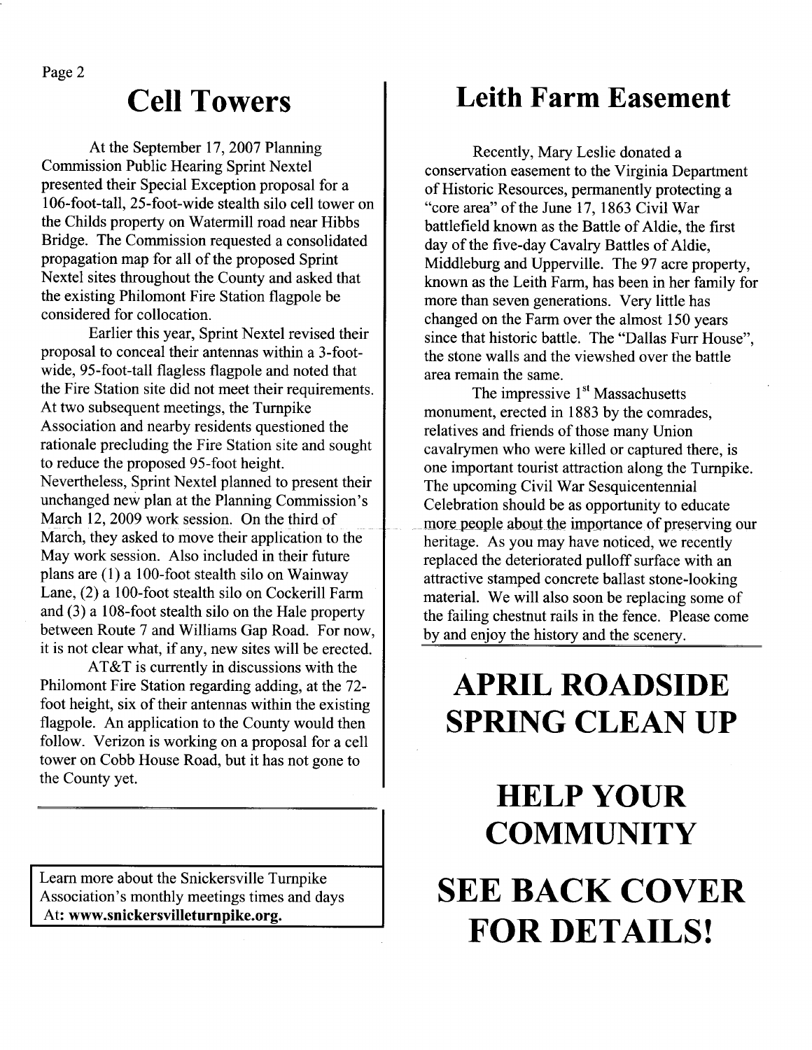# Cell Towers

At the September 17, 2007 Planning Commission Public Hearing Sprint Nextel presented their Special Exception proposal for a 106-foot-tall, 25-foot-wide stealth silo cell tower on the Childs property on Watermill road near Hibbs Bridge. The Commission requested a consolidated propagation map for all of the proposed Sprint Nextel sites throughout the County and asked that the existing Philomont Fire Station flagpole be considered for collocation.

Earlier this year, Sprint Nextel revised their proposal to conceal their antennas within a 3-foot-wide, 95-foot-tall flagless flagpole and noted that the Fire Station site did not meet their requirements. At two subsequent meetings, the Turnpike Association and nearby residents questioned the rationale precluding the Fire Station site and sought to reduce the proposed 95-foot height. Nevertheless, Sprint Nextel planned to present their unchanged new plan at the Planning Commission's March 12, 2009 work session. On the third of March, they asked to move their application to the May work session. Also included in their future plans are (1) a 100-foot stealth silo on Wainway Lane, (2) a 100-foot stealth silo on Cockerill Farm and (3) a 108-foot stealth silo on the Hale property between Route 7 and Williams Gap Road. For now, it is not clear what, if any, new sites will be erected.

AT&T is currently in discussions with the Philomont Fire Station regarding adding, at the 72-foot height, six of their antennas within the existing flagpole. An application to the County would then follow. Verizon is working on a proposal for a cell tower on Cobb House Road, but it has not gone to the County yet.

---

Learn more about the Snickersville Turnpike Association's monthly meetings times and days At: **www.snickersvilleturnpike.org.**

# Leith Farm Easement

Recently, Mary Leslie donated a conservation easement to the Virginia Department of Historic Resources, permanently protecting a "core area" of the June 17, 1863 Civil War battlefield known as the Battle of Aldie, the first day of the five-day Cavalry Battles of Aldie, Middleburg and Upperville. The 97 acre property, known as the Leith Farm, has been in her family for more than seven generations. Very little has changed on the Farm over the almost 150 years since that historic battle. The "Dallas Furr House", the stone walls and the viewshed over the battle area remain the same.

The impressive 1st Massachusetts monument, erected in 1883 by the comrades, relatives and friends of those many Union cavalrymen who were killed or captured there, is one important tourist attraction along the Turnpike. The upcoming Civil War Sesquicentennial Celebration should be as opportunity to educate more people about the importance of preserving our heritage. As you may have noticed, we recently replaced the deteriorated pulloff surface with an attractive stamped concrete ballast stone-looking material. We will also soon be replacing some of the failing chestnut rails in the fence. Please come by and enjoy the history and the scenery.

# APRIL ROADSIDE SPRING CLEAN UP

# HELP YOUR COMMUNITY

# SEE BACK COVER FOR DETAILS!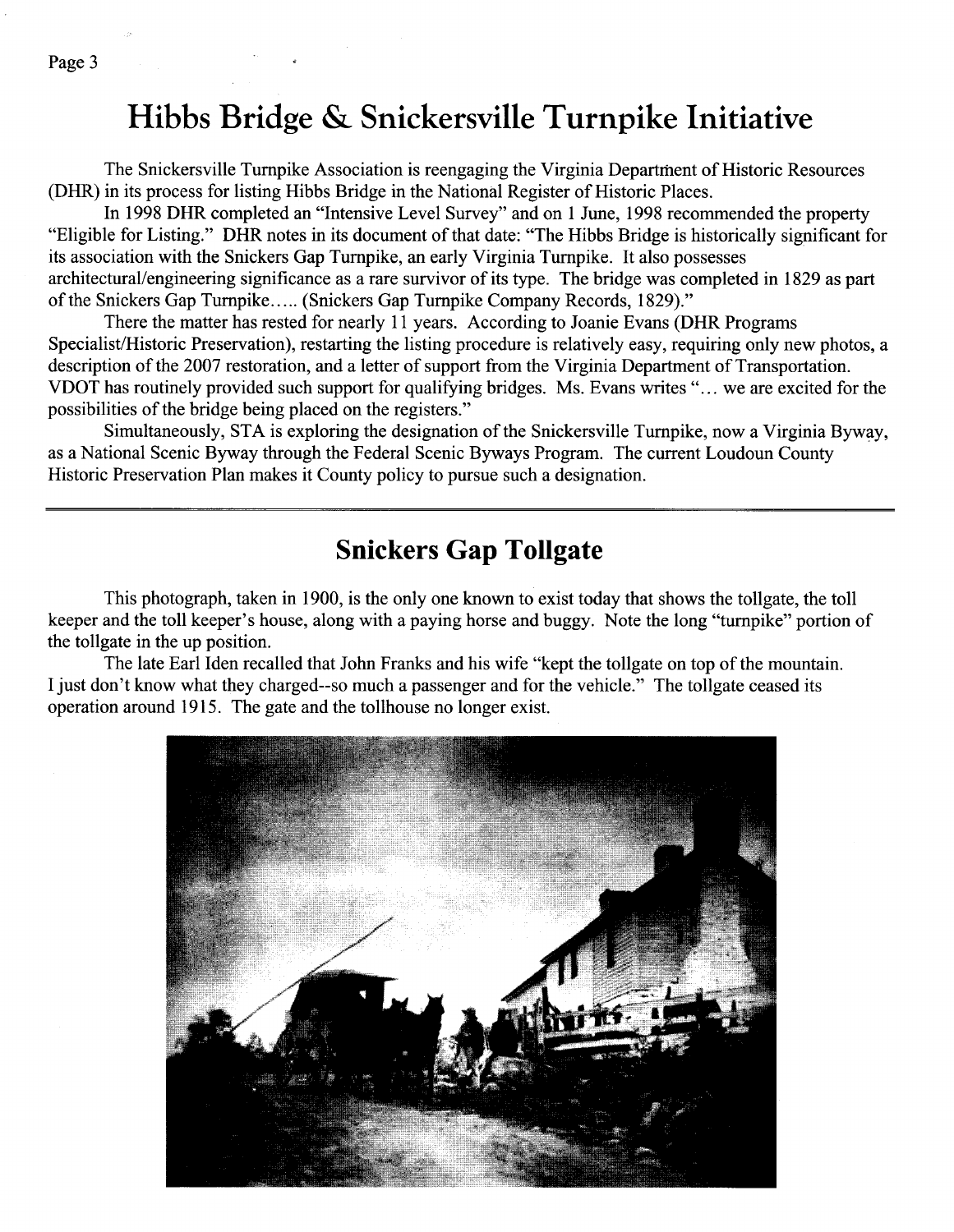# Hibbs Bridge & Snickersville Turnpike Initiative

The Snickersville Turnpike Association is reengaging the Virginia Department of Historic Resources (DHR) in its process for listing Hibbs Bridge in the National Register of Historic Places.

In 1998 DHR completed an "Intensive Level Survey" and on 1 June, 1998 recommended the property "Eligible for Listing." DHR notes in its document of that date: "The Hibbs Bridge is historically significant for its association with the Snickers Gap Turnpike, an early Virginia Turnpike. It also possesses architectural/engineering significance as a rare survivor of its type. The bridge was completed in 1829 as part of the Snickers Gap Turnpike..... (Snickers Gap Turnpike Company Records, 1829)."

There the matter has rested for nearly 11 years. According to Joanie Evans (DHR Programs Specialist/Historic Preservation), restarting the listing procedure is relatively easy, requiring only new photos, a description of the 2007 restoration, and a letter of support from the Virginia Department of Transportation. VDOT has routinely provided such support for qualifying bridges. Ms. Evans writes "... we are excited for the possibilities of the bridge being placed on the registers."

Simultaneously, STA is exploring the designation of the Snickersville Turnpike, now a Virginia Byway, as a National Scenic Byway through the Federal Scenic Byways Program. The current Loudoun County Historic Preservation Plan makes it County policy to pursue such a designation.

---

## Snickers Gap Tollgate

This photograph, taken in 1900, is the only one known to exist today that shows the tollgate, the toll keeper and the toll keeper's house, along with a paying horse and buggy. Note the long "turnpike" portion of the tollgate in the up position.

The late Earl Iden recalled that John Franks and his wife "kept the tollgate on top of the mountain. I just don't know what they charged--so much a passenger and for the vehicle." The tollgate ceased its operation around 1915. The gate and the tollhouse no longer exist.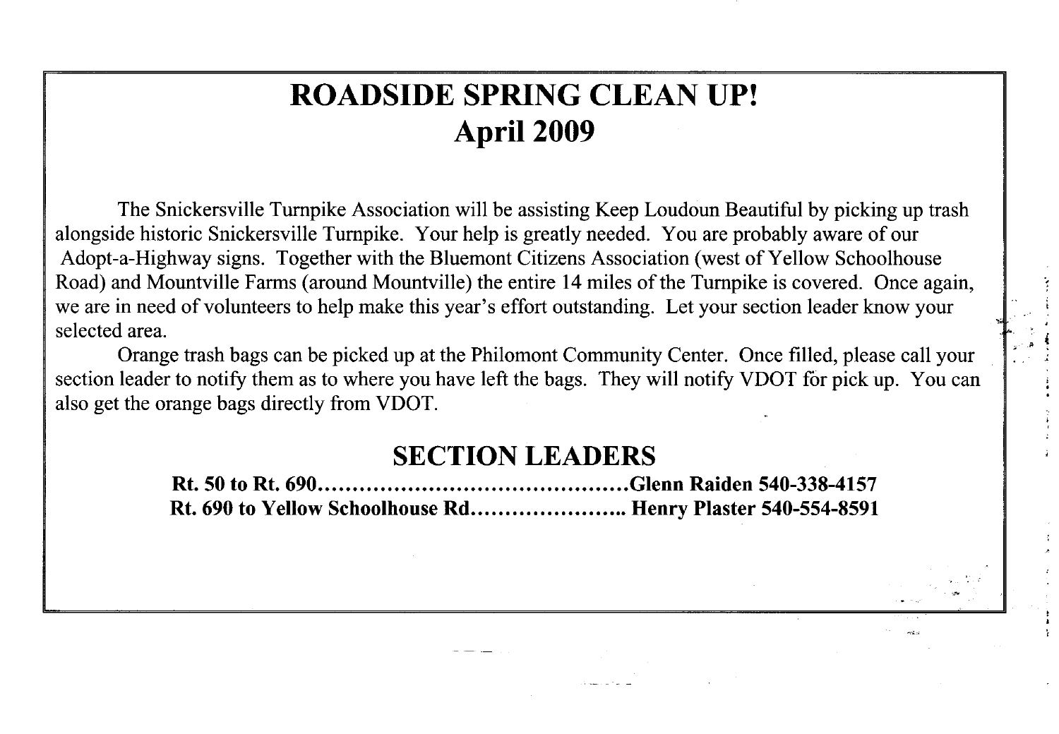# ROADSIDE SPRING CLEAN UP!
# April 2009

The Snickersville Turnpike Association will be assisting Keep Loudoun Beautiful by picking up trash alongside historic Snickersville Turnpike. Your help is greatly needed. You are probably aware of our Adopt-a-Highway signs. Together with the Bluemont Citizens Association (west of Yellow Schoolhouse Road) and Mountville Farms (around Mountville) the entire 14 miles of the Turnpike is covered. Once again, we are in need of volunteers to help make this year's effort outstanding. Let your section leader know your selected area.

Orange trash bags can be picked up at the Philomont Community Center. Once filled, please call your section leader to notify them as to where you have left the bags. They will notify VDOT for pick up. You can also get the orange bags directly from VDOT.

## SECTION LEADERS

**Rt. 50 to Rt. 690..........................................Glenn Raiden 540-338-4157**

**Rt. 690 to Yellow Schoolhouse Rd..................... Henry Plaster 540-554-8591**